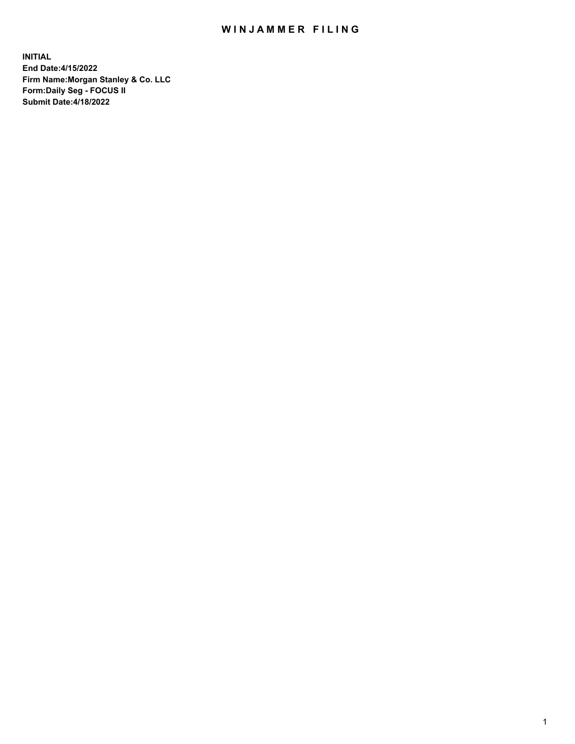# WINJAMMER FILING

**INITIAL**
**End Date:4/15/2022**
**Firm Name:Morgan Stanley & Co. LLC**
**Form:Daily Seg - FOCUS II**
**Submit Date:4/18/2022**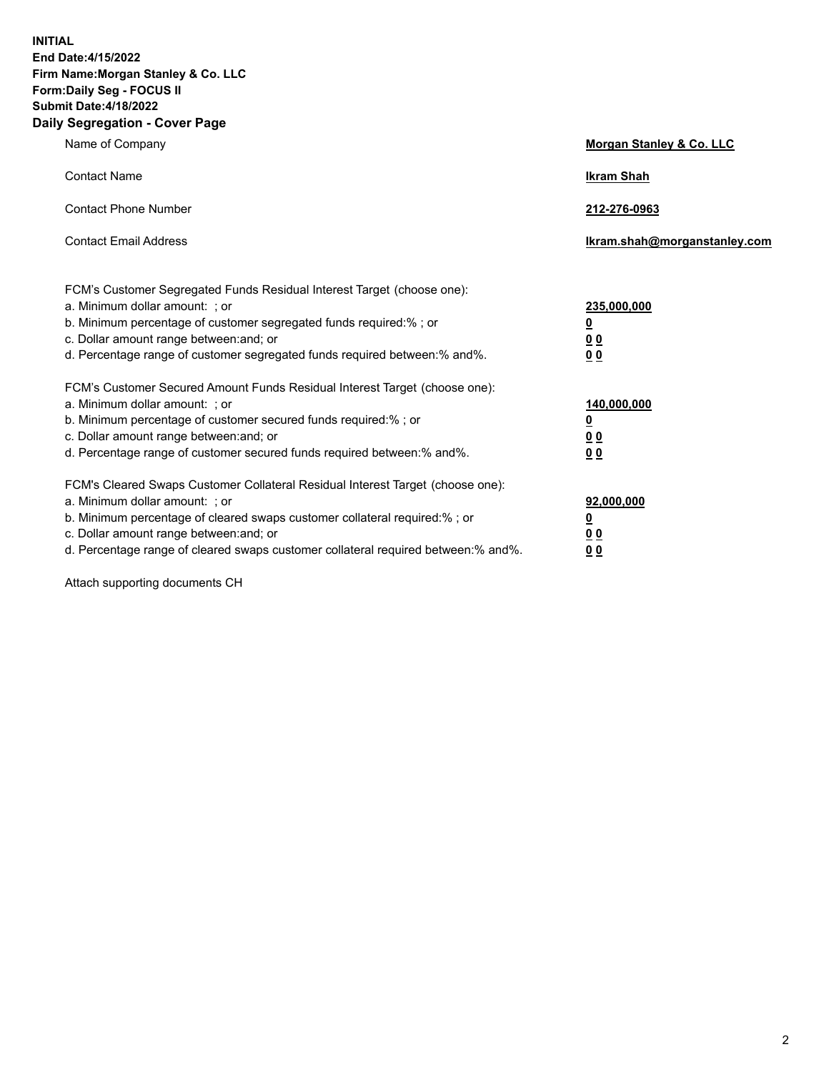**INITIAL**
**End Date:4/15/2022**
**Firm Name:Morgan Stanley & Co. LLC**
**Form:Daily Seg - FOCUS II**
**Submit Date:4/18/2022**

## Daily Segregation - Cover Page

| | |
|---|---|
| Name of Company | **Morgan Stanley & Co. LLC** |
| Contact Name | **Ikram Shah** |
| Contact Phone Number | **212-276-0963** |
| Contact Email Address | **Ikram.shah@morganstanley.com** |

| | |
|---|---|
| FCM's Customer Segregated Funds Residual Interest Target (choose one): | |
| a. Minimum dollar amount: ; or | **235,000,000** |
| b. Minimum percentage of customer segregated funds required:% ; or | **0** |
| c. Dollar amount range between:and; or | **0 0** |
| d. Percentage range of customer segregated funds required between:% and%. | **0 0** |
| FCM's Customer Secured Amount Funds Residual Interest Target (choose one): | |
| a. Minimum dollar amount: ; or | **140,000,000** |
| b. Minimum percentage of customer secured funds required:% ; or | **0** |
| c. Dollar amount range between:and; or | **0 0** |
| d. Percentage range of customer secured funds required between:% and%. | **0 0** |
| FCM's Cleared Swaps Customer Collateral Residual Interest Target (choose one): | |
| a. Minimum dollar amount: ; or | **92,000,000** |
| b. Minimum percentage of cleared swaps customer collateral required:% ; or | **0** |
| c. Dollar amount range between:and; or | **0 0** |
| d. Percentage range of cleared swaps customer collateral required between:% and%. | **0 0** |

Attach supporting documents CH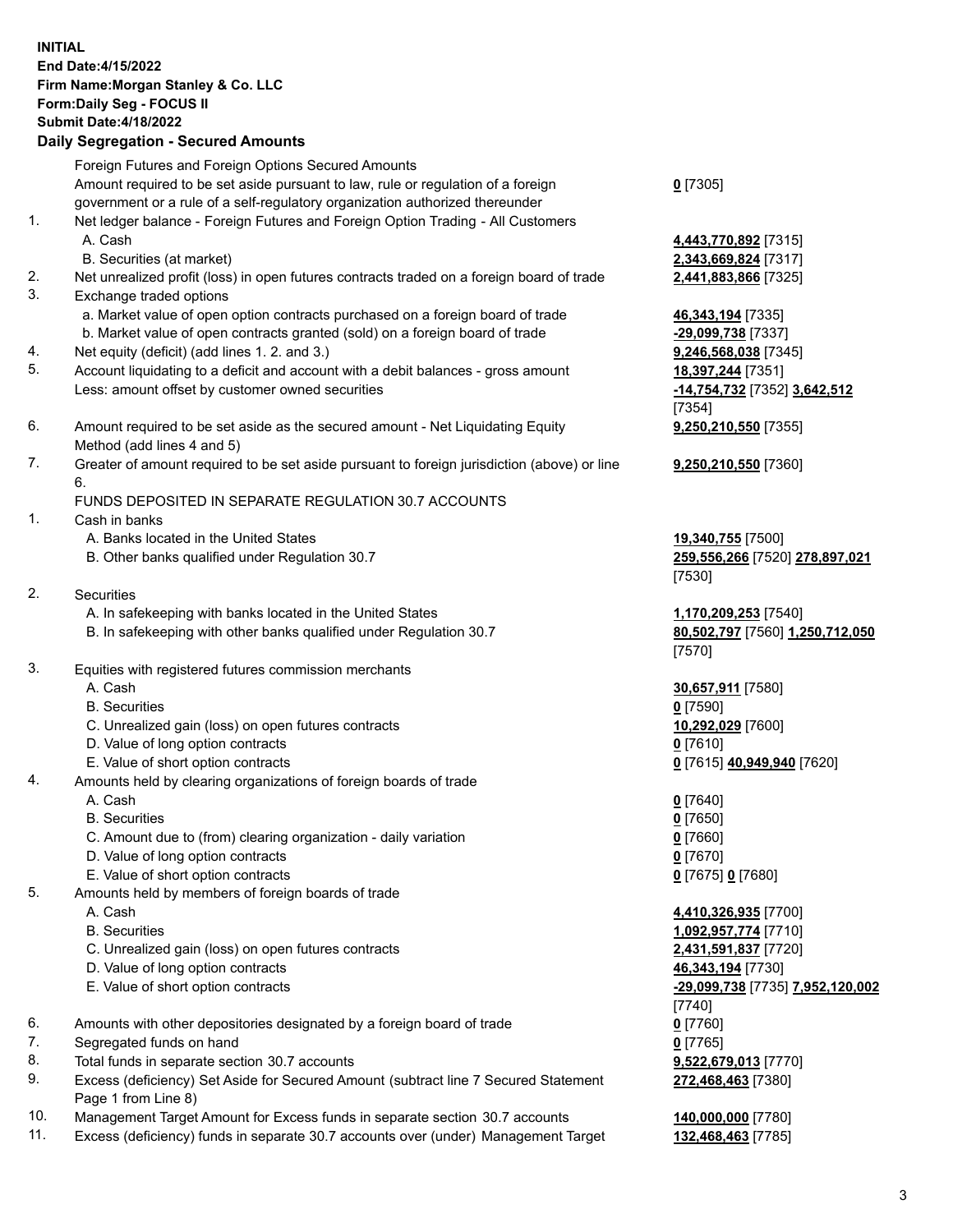**INITIAL**
**End Date:4/15/2022**
**Firm Name:Morgan Stanley & Co. LLC**
**Form:Daily Seg - FOCUS II**
**Submit Date:4/18/2022**

## Daily Segregation - Secured Amounts

| | | |
|---|---|---|
| | Foreign Futures and Foreign Options Secured Amounts | |
| | Amount required to be set aside pursuant to law, rule or regulation of a foreign government or a rule of a self-regulatory organization authorized thereunder | **0** [7305] |
| 1. | Net ledger balance - Foreign Futures and Foreign Option Trading - All Customers | |
| | A. Cash | **4,443,770,892** [7315] |
| | B. Securities (at market) | **2,343,669,824** [7317] |
| 2. | Net unrealized profit (loss) in open futures contracts traded on a foreign board of trade | **2,441,883,866** [7325] |
| 3. | Exchange traded options | |
| | a. Market value of open option contracts purchased on a foreign board of trade | **46,343,194** [7335] |
| | b. Market value of open contracts granted (sold) on a foreign board of trade | **-29,099,738** [7337] |
| 4. | Net equity (deficit) (add lines 1. 2. and 3.) | **9,246,568,038** [7345] |
| 5. | Account liquidating to a deficit and account with a debit balances - gross amount | **18,397,244** [7351] |
| | Less: amount offset by customer owned securities | **-14,754,732** [7352] **3,642,512** [7354] |
| 6. | Amount required to be set aside as the secured amount - Net Liquidating Equity Method (add lines 4 and 5) | **9,250,210,550** [7355] |
| 7. | Greater of amount required to be set aside pursuant to foreign jurisdiction (above) or line 6. | **9,250,210,550** [7360] |
| | FUNDS DEPOSITED IN SEPARATE REGULATION 30.7 ACCOUNTS | |
| 1. | Cash in banks | |
| | A. Banks located in the United States | **19,340,755** [7500] |
| | B. Other banks qualified under Regulation 30.7 | **259,556,266** [7520] **278,897,021** [7530] |
| 2. | Securities | |
| | A. In safekeeping with banks located in the United States | **1,170,209,253** [7540] |
| | B. In safekeeping with other banks qualified under Regulation 30.7 | **80,502,797** [7560] **1,250,712,050** [7570] |
| 3. | Equities with registered futures commission merchants | |
| | A. Cash | **30,657,911** [7580] |
| | B. Securities | **0** [7590] |
| | C. Unrealized gain (loss) on open futures contracts | **10,292,029** [7600] |
| | D. Value of long option contracts | **0** [7610] |
| | E. Value of short option contracts | **0** [7615] **40,949,940** [7620] |
| 4. | Amounts held by clearing organizations of foreign boards of trade | |
| | A. Cash | **0** [7640] |
| | B. Securities | **0** [7650] |
| | C. Amount due to (from) clearing organization - daily variation | **0** [7660] |
| | D. Value of long option contracts | **0** [7670] |
| | E. Value of short option contracts | **0** [7675] **0** [7680] |
| 5. | Amounts held by members of foreign boards of trade | |
| | A. Cash | **4,410,326,935** [7700] |
| | B. Securities | **1,092,957,774** [7710] |
| | C. Unrealized gain (loss) on open futures contracts | **2,431,591,837** [7720] |
| | D. Value of long option contracts | **46,343,194** [7730] |
| | E. Value of short option contracts | **-29,099,738** [7735] **7,952,120,002** [7740] |
| 6. | Amounts with other depositories designated by a foreign board of trade | **0** [7760] |
| 7. | Segregated funds on hand | **0** [7765] |
| 8. | Total funds in separate section 30.7 accounts | **9,522,679,013** [7770] |
| 9. | Excess (deficiency) Set Aside for Secured Amount (subtract line 7 Secured Statement Page 1 from Line 8) | **272,468,463** [7380] |
| 10. | Management Target Amount for Excess funds in separate section 30.7 accounts | **140,000,000** [7780] |
| 11. | Excess (deficiency) funds in separate 30.7 accounts over (under) Management Target | **132,468,463** [7785] |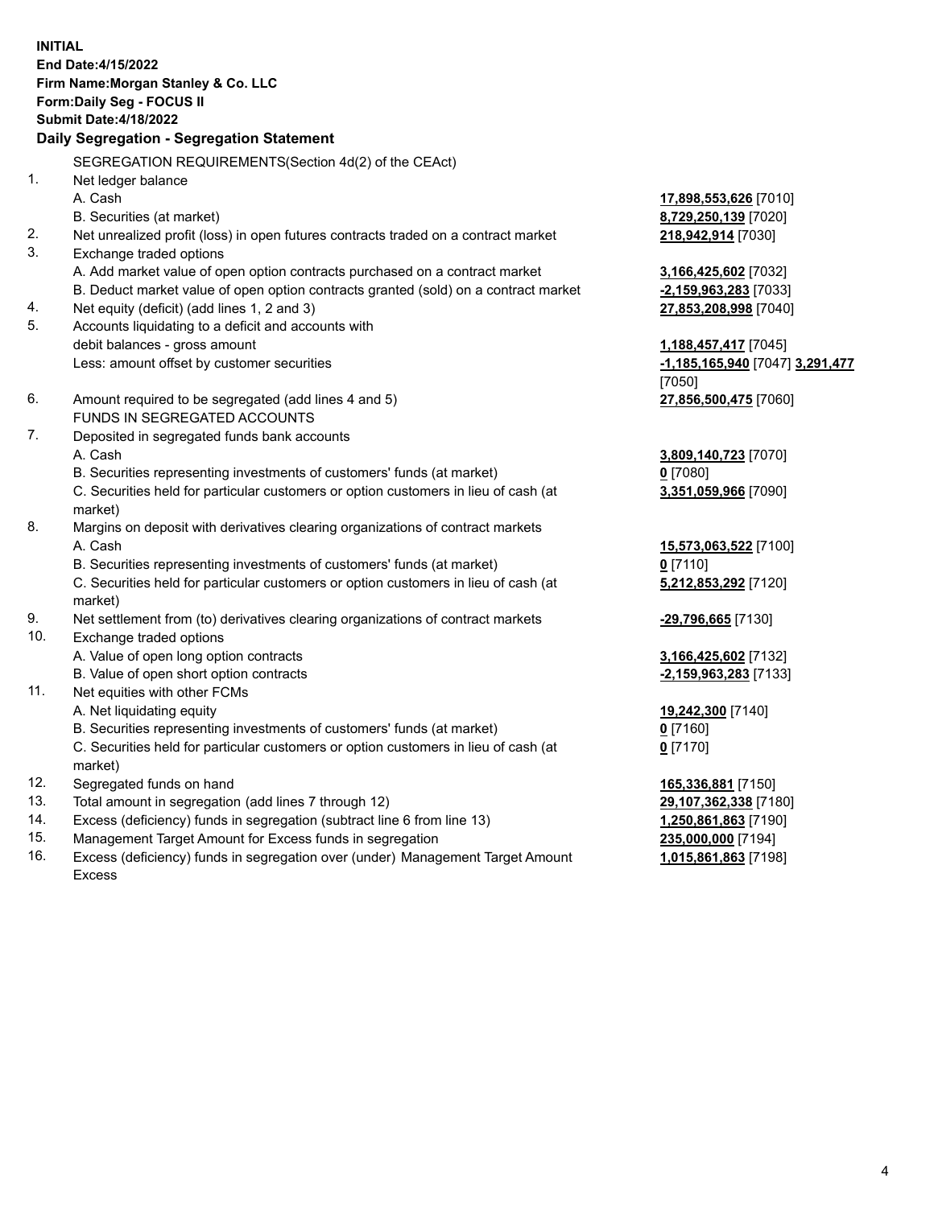**INITIAL**
**End Date:4/15/2022**
**Firm Name:Morgan Stanley & Co. LLC**
**Form:Daily Seg - FOCUS II**
**Submit Date:4/18/2022**

## Daily Segregation - Segregation Statement

SEGREGATION REQUIREMENTS(Section 4d(2) of the CEAct)

| | | |
|---|---|---|
| 1. | Net ledger balance | |
| | A. Cash | **17,898,553,626** [7010] |
| | B. Securities (at market) | **8,729,250,139** [7020] |
| 2. | Net unrealized profit (loss) in open futures contracts traded on a contract market | **218,942,914** [7030] |
| 3. | Exchange traded options | |
| | A. Add market value of open option contracts purchased on a contract market | **3,166,425,602** [7032] |
| | B. Deduct market value of open option contracts granted (sold) on a contract market | **-2,159,963,283** [7033] |
| 4. | Net equity (deficit) (add lines 1, 2 and 3) | **27,853,208,998** [7040] |
| 5. | Accounts liquidating to a deficit and accounts with debit balances - gross amount | **1,188,457,417** [7045] |
| | Less: amount offset by customer securities | **-1,185,165,940** [7047] **3,291,477** [7050] |
| 6. | Amount required to be segregated (add lines 4 and 5) | **27,856,500,475** [7060] |
| | FUNDS IN SEGREGATED ACCOUNTS | |
| 7. | Deposited in segregated funds bank accounts | |
| | A. Cash | **3,809,140,723** [7070] |
| | B. Securities representing investments of customers' funds (at market) | **0** [7080] |
| | C. Securities held for particular customers or option customers in lieu of cash (at market) | **3,351,059,966** [7090] |
| 8. | Margins on deposit with derivatives clearing organizations of contract markets | |
| | A. Cash | **15,573,063,522** [7100] |
| | B. Securities representing investments of customers' funds (at market) | **0** [7110] |
| | C. Securities held for particular customers or option customers in lieu of cash (at market) | **5,212,853,292** [7120] |
| 9. | Net settlement from (to) derivatives clearing organizations of contract markets | **-29,796,665** [7130] |
| 10. | Exchange traded options | |
| | A. Value of open long option contracts | **3,166,425,602** [7132] |
| | B. Value of open short option contracts | **-2,159,963,283** [7133] |
| 11. | Net equities with other FCMs | |
| | A. Net liquidating equity | **19,242,300** [7140] |
| | B. Securities representing investments of customers' funds (at market) | **0** [7160] |
| | C. Securities held for particular customers or option customers in lieu of cash (at market) | **0** [7170] |
| 12. | Segregated funds on hand | **165,336,881** [7150] |
| 13. | Total amount in segregation (add lines 7 through 12) | **29,107,362,338** [7180] |
| 14. | Excess (deficiency) funds in segregation (subtract line 6 from line 13) | **1,250,861,863** [7190] |
| 15. | Management Target Amount for Excess funds in segregation | **235,000,000** [7194] |
| 16. | Excess (deficiency) funds in segregation over (under) Management Target Amount Excess | **1,015,861,863** [7198] |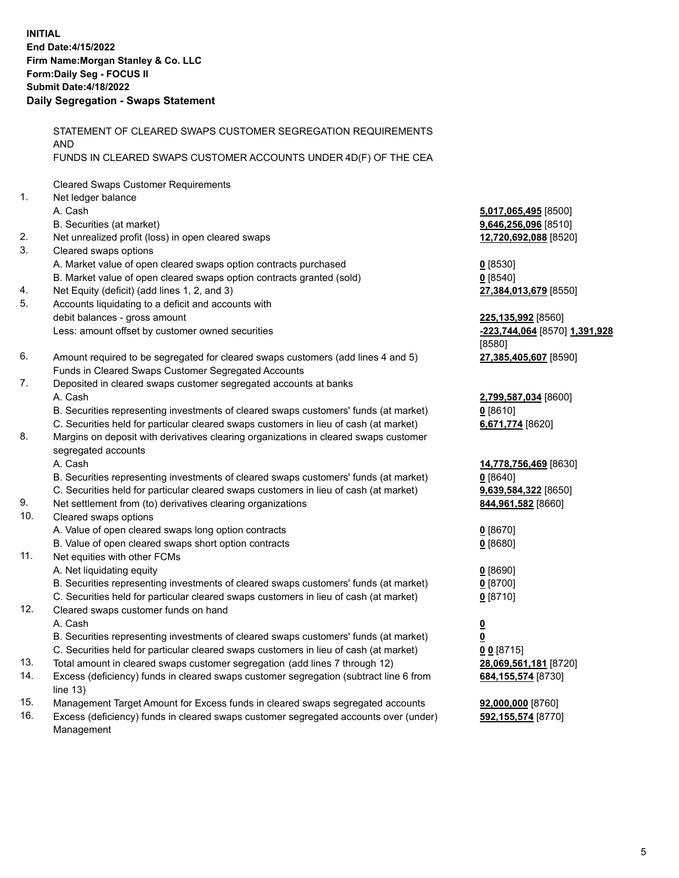**INITIAL**
**End Date:4/15/2022**
**Firm Name:Morgan Stanley & Co. LLC**
**Form:Daily Seg - FOCUS II**
**Submit Date:4/18/2022**
**Daily Segregation - Swaps Statement**

STATEMENT OF CLEARED SWAPS CUSTOMER SEGREGATION REQUIREMENTS AND
FUNDS IN CLEARED SWAPS CUSTOMER ACCOUNTS UNDER 4D(F) OF THE CEA

| | | |
|---|---|---|
| | Cleared Swaps Customer Requirements | |
| 1. | Net ledger balance | |
| | A. Cash | **5,017,065,495** [8500] |
| | B. Securities (at market) | **9,646,256,096** [8510] |
| 2. | Net unrealized profit (loss) in open cleared swaps | **12,720,692,088** [8520] |
| 3. | Cleared swaps options | |
| | A. Market value of open cleared swaps option contracts purchased | **0** [8530] |
| | B. Market value of open cleared swaps option contracts granted (sold) | **0** [8540] |
| 4. | Net Equity (deficit) (add lines 1, 2, and 3) | **27,384,013,679** [8550] |
| 5. | Accounts liquidating to a deficit and accounts with debit balances - gross amount | **225,135,992** [8560] |
| | Less: amount offset by customer owned securities | **-223,744,064** [8570] **1,391,928** [8580] |
| 6. | Amount required to be segregated for cleared swaps customers (add lines 4 and 5) | **27,385,405,607** [8590] |
| | Funds in Cleared Swaps Customer Segregated Accounts | |
| 7. | Deposited in cleared swaps customer segregated accounts at banks | |
| | A. Cash | **2,799,587,034** [8600] |
| | B. Securities representing investments of cleared swaps customers' funds (at market) | **0** [8610] |
| | C. Securities held for particular cleared swaps customers in lieu of cash (at market) | **6,671,774** [8620] |
| 8. | Margins on deposit with derivatives clearing organizations in cleared swaps customer segregated accounts | |
| | A. Cash | **14,778,756,469** [8630] |
| | B. Securities representing investments of cleared swaps customers' funds (at market) | **0** [8640] |
| | C. Securities held for particular cleared swaps customers in lieu of cash (at market) | **9,639,584,322** [8650] |
| 9. | Net settlement from (to) derivatives clearing organizations | **844,961,582** [8660] |
| 10. | Cleared swaps options | |
| | A. Value of open cleared swaps long option contracts | **0** [8670] |
| | B. Value of open cleared swaps short option contracts | **0** [8680] |
| 11. | Net equities with other FCMs | |
| | A. Net liquidating equity | **0** [8690] |
| | B. Securities representing investments of cleared swaps customers' funds (at market) | **0** [8700] |
| | C. Securities held for particular cleared swaps customers in lieu of cash (at market) | **0** [8710] |
| 12. | Cleared swaps customer funds on hand | |
| | A. Cash | **0** |
| | B. Securities representing investments of cleared swaps customers' funds (at market) | **0** |
| | C. Securities held for particular cleared swaps customers in lieu of cash (at market) | **0** **0** [8715] |
| 13. | Total amount in cleared swaps customer segregation (add lines 7 through 12) | **28,069,561,181** [8720] |
| 14. | Excess (deficiency) funds in cleared swaps customer segregation (subtract line 6 from line 13) | **684,155,574** [8730] |
| 15. | Management Target Amount for Excess funds in cleared swaps segregated accounts | **92,000,000** [8760] |
| 16. | Excess (deficiency) funds in cleared swaps customer segregated accounts over (under) Management | **592,155,574** [8770] |